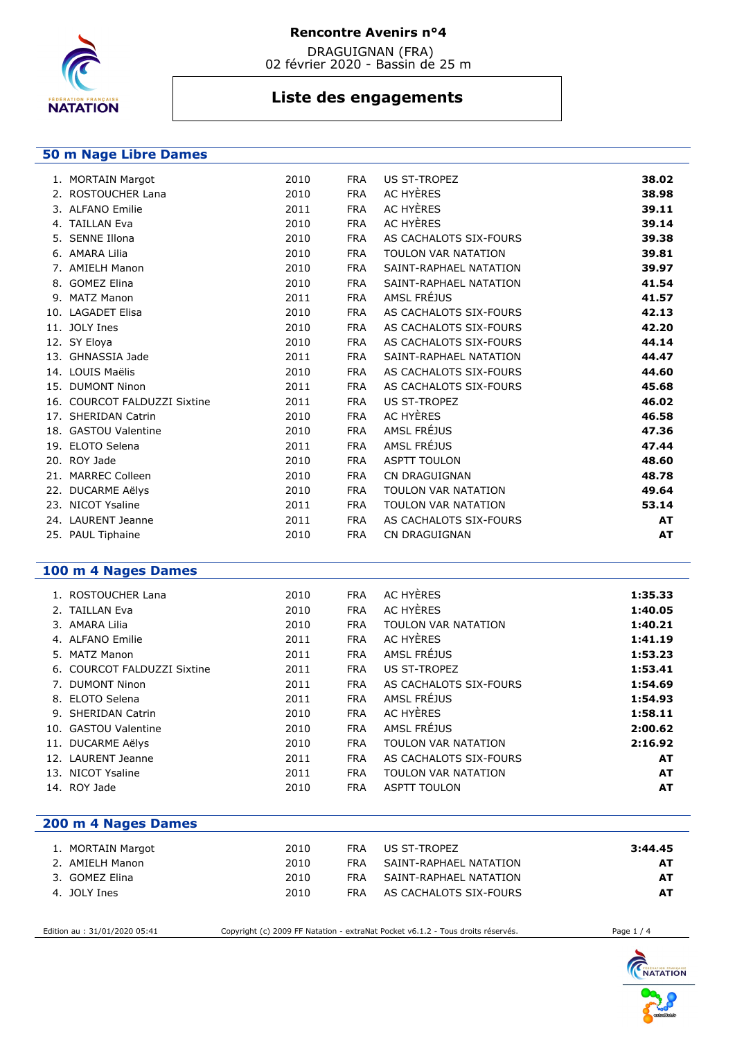# Rencontre Avenirs n°4

DRAGUIGNAN (FRA)
02 février 2020 - Bassin de 25 m

## Liste des engagements

### 50 m Nage Libre Dames

| | Nom | Année | Nat. | Club | Temps |
|---|---|---|---|---|---|
| 1. | MORTAIN Margot | 2010 | FRA | US ST-TROPEZ | **38.02** |
| 2. | ROSTOUCHER Lana | 2010 | FRA | AC HYÈRES | **38.98** |
| 3. | ALFANO Emilie | 2011 | FRA | AC HYÈRES | **39.11** |
| 4. | TAILLAN Eva | 2010 | FRA | AC HYÈRES | **39.14** |
| 5. | SENNE Illona | 2010 | FRA | AS CACHALOTS SIX-FOURS | **39.38** |
| 6. | AMARA Lilia | 2010 | FRA | TOULON VAR NATATION | **39.81** |
| 7. | AMIELH Manon | 2010 | FRA | SAINT-RAPHAEL NATATION | **39.97** |
| 8. | GOMEZ Elina | 2010 | FRA | SAINT-RAPHAEL NATATION | **41.54** |
| 9. | MATZ Manon | 2011 | FRA | AMSL FRÉJUS | **41.57** |
| 10. | LAGADET Elisa | 2010 | FRA | AS CACHALOTS SIX-FOURS | **42.13** |
| 11. | JOLY Ines | 2010 | FRA | AS CACHALOTS SIX-FOURS | **42.20** |
| 12. | SY Eloya | 2010 | FRA | AS CACHALOTS SIX-FOURS | **44.14** |
| 13. | GHNASSIA Jade | 2011 | FRA | SAINT-RAPHAEL NATATION | **44.47** |
| 14. | LOUIS Maëlis | 2010 | FRA | AS CACHALOTS SIX-FOURS | **44.60** |
| 15. | DUMONT Ninon | 2011 | FRA | AS CACHALOTS SIX-FOURS | **45.68** |
| 16. | COURCOT FALDUZZI Sixtine | 2011 | FRA | US ST-TROPEZ | **46.02** |
| 17. | SHERIDAN Catrin | 2010 | FRA | AC HYÈRES | **46.58** |
| 18. | GASTOU Valentine | 2010 | FRA | AMSL FRÉJUS | **47.36** |
| 19. | ELOTO Selena | 2011 | FRA | AMSL FRÉJUS | **47.44** |
| 20. | ROY Jade | 2010 | FRA | ASPTT TOULON | **48.60** |
| 21. | MARREC Colleen | 2010 | FRA | CN DRAGUIGNAN | **48.78** |
| 22. | DUCARME Aëlys | 2010 | FRA | TOULON VAR NATATION | **49.64** |
| 23. | NICOT Ysaline | 2011 | FRA | TOULON VAR NATATION | **53.14** |
| 24. | LAURENT Jeanne | 2011 | FRA | AS CACHALOTS SIX-FOURS | **AT** |
| 25. | PAUL Tiphaine | 2010 | FRA | CN DRAGUIGNAN | **AT** |

### 100 m 4 Nages Dames

| | Nom | Année | Nat. | Club | Temps |
|---|---|---|---|---|---|
| 1. | ROSTOUCHER Lana | 2010 | FRA | AC HYÈRES | **1:35.33** |
| 2. | TAILLAN Eva | 2010 | FRA | AC HYÈRES | **1:40.05** |
| 3. | AMARA Lilia | 2010 | FRA | TOULON VAR NATATION | **1:40.21** |
| 4. | ALFANO Emilie | 2011 | FRA | AC HYÈRES | **1:41.19** |
| 5. | MATZ Manon | 2011 | FRA | AMSL FRÉJUS | **1:53.23** |
| 6. | COURCOT FALDUZZI Sixtine | 2011 | FRA | US ST-TROPEZ | **1:53.41** |
| 7. | DUMONT Ninon | 2011 | FRA | AS CACHALOTS SIX-FOURS | **1:54.69** |
| 8. | ELOTO Selena | 2011 | FRA | AMSL FRÉJUS | **1:54.93** |
| 9. | SHERIDAN Catrin | 2010 | FRA | AC HYÈRES | **1:58.11** |
| 10. | GASTOU Valentine | 2010 | FRA | AMSL FRÉJUS | **2:00.62** |
| 11. | DUCARME Aëlys | 2010 | FRA | TOULON VAR NATATION | **2:16.92** |
| 12. | LAURENT Jeanne | 2011 | FRA | AS CACHALOTS SIX-FOURS | **AT** |
| 13. | NICOT Ysaline | 2011 | FRA | TOULON VAR NATATION | **AT** |
| 14. | ROY Jade | 2010 | FRA | ASPTT TOULON | **AT** |

### 200 m 4 Nages Dames

| | Nom | Année | Nat. | Club | Temps |
|---|---|---|---|---|---|
| 1. | MORTAIN Margot | 2010 | FRA | US ST-TROPEZ | **3:44.45** |
| 2. | AMIELH Manon | 2010 | FRA | SAINT-RAPHAEL NATATION | **AT** |
| 3. | GOMEZ Elina | 2010 | FRA | SAINT-RAPHAEL NATATION | **AT** |
| 4. | JOLY Ines | 2010 | FRA | AS CACHALOTS SIX-FOURS | **AT** |

Edition au : 31/01/2020 05:41 Copyright (c) 2009 FF Natation - extraNat Pocket v6.1.2 - Tous droits réservés.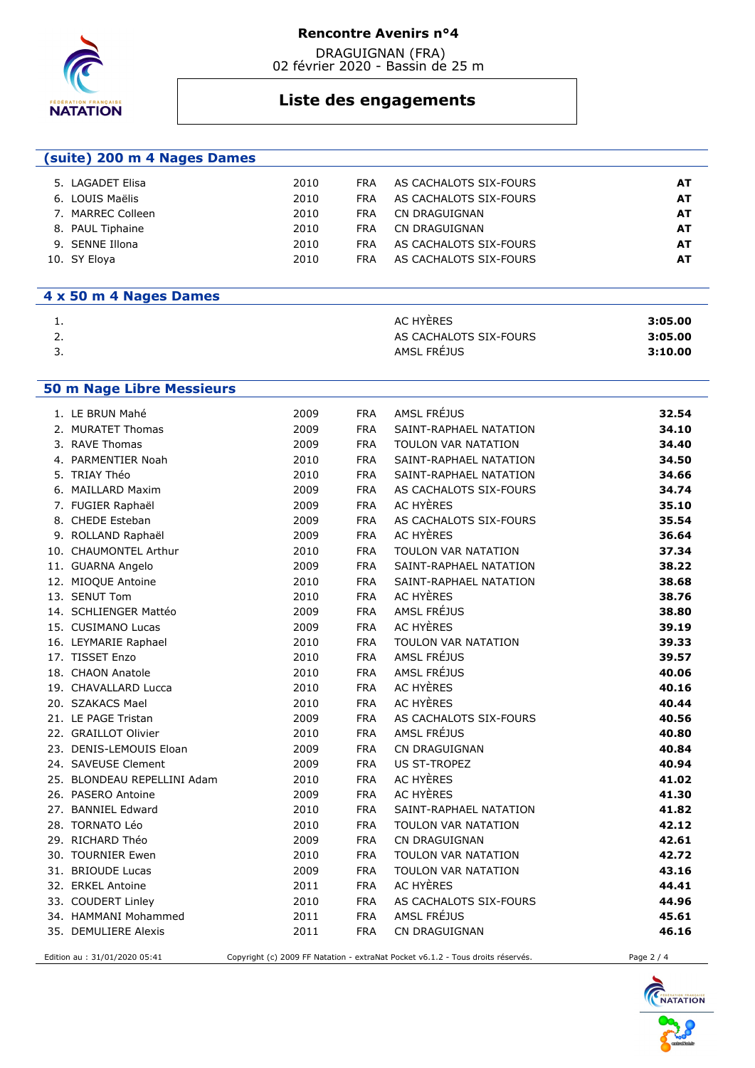**Rencontre Avenirs n°4**

DRAGUIGNAN (FRA)
02 février 2020 - Bassin de 25 m

## Liste des engagements

### (suite) 200 m 4 Nages Dames

| | | | | | |
|---|---|---|---|---|---|
| 5. | LAGADET Elisa | 2010 | FRA | AS CACHALOTS SIX-FOURS | **AT** |
| 6. | LOUIS Maëlis | 2010 | FRA | AS CACHALOTS SIX-FOURS | **AT** |
| 7. | MARREC Colleen | 2010 | FRA | CN DRAGUIGNAN | **AT** |
| 8. | PAUL Tiphaine | 2010 | FRA | CN DRAGUIGNAN | **AT** |
| 9. | SENNE Illona | 2010 | FRA | AS CACHALOTS SIX-FOURS | **AT** |
| 10. | SY Eloya | 2010 | FRA | AS CACHALOTS SIX-FOURS | **AT** |

### 4 x 50 m 4 Nages Dames

| | | |
|---|---|---|
| 1. | AC HYÈRES | **3:05.00** |
| 2. | AS CACHALOTS SIX-FOURS | **3:05.00** |
| 3. | AMSL FRÉJUS | **3:10.00** |

### 50 m Nage Libre Messieurs

| | | | | | |
|---|---|---|---|---|---|
| 1. | LE BRUN Mahé | 2009 | FRA | AMSL FRÉJUS | **32.54** |
| 2. | MURATET Thomas | 2009 | FRA | SAINT-RAPHAEL NATATION | **34.10** |
| 3. | RAVE Thomas | 2009 | FRA | TOULON VAR NATATION | **34.40** |
| 4. | PARMENTIER Noah | 2010 | FRA | SAINT-RAPHAEL NATATION | **34.50** |
| 5. | TRIAY Théo | 2010 | FRA | SAINT-RAPHAEL NATATION | **34.66** |
| 6. | MAILLARD Maxim | 2009 | FRA | AS CACHALOTS SIX-FOURS | **34.74** |
| 7. | FUGIER Raphaël | 2009 | FRA | AC HYÈRES | **35.10** |
| 8. | CHEDE Esteban | 2009 | FRA | AS CACHALOTS SIX-FOURS | **35.54** |
| 9. | ROLLAND Raphaël | 2009 | FRA | AC HYÈRES | **36.64** |
| 10. | CHAUMONTEL Arthur | 2010 | FRA | TOULON VAR NATATION | **37.34** |
| 11. | GUARNA Angelo | 2009 | FRA | SAINT-RAPHAEL NATATION | **38.22** |
| 12. | MIOQUE Antoine | 2010 | FRA | SAINT-RAPHAEL NATATION | **38.68** |
| 13. | SENUT Tom | 2010 | FRA | AC HYÈRES | **38.76** |
| 14. | SCHLIENGER Mattéo | 2009 | FRA | AMSL FRÉJUS | **38.80** |
| 15. | CUSIMANO Lucas | 2009 | FRA | AC HYÈRES | **39.19** |
| 16. | LEYMARIE Raphael | 2010 | FRA | TOULON VAR NATATION | **39.33** |
| 17. | TISSET Enzo | 2010 | FRA | AMSL FRÉJUS | **39.57** |
| 18. | CHAON Anatole | 2010 | FRA | AMSL FRÉJUS | **40.06** |
| 19. | CHAVALLARD Lucca | 2010 | FRA | AC HYÈRES | **40.16** |
| 20. | SZAKACS Mael | 2010 | FRA | AC HYÈRES | **40.44** |
| 21. | LE PAGE Tristan | 2009 | FRA | AS CACHALOTS SIX-FOURS | **40.56** |
| 22. | GRAILLOT Olivier | 2010 | FRA | AMSL FRÉJUS | **40.80** |
| 23. | DENIS-LEMOUIS Eloan | 2009 | FRA | CN DRAGUIGNAN | **40.84** |
| 24. | SAVEUSE Clement | 2009 | FRA | US ST-TROPEZ | **40.94** |
| 25. | BLONDEAU REPELLINI Adam | 2010 | FRA | AC HYÈRES | **41.02** |
| 26. | PASERO Antoine | 2009 | FRA | AC HYÈRES | **41.30** |
| 27. | BANNIEL Edward | 2010 | FRA | SAINT-RAPHAEL NATATION | **41.82** |
| 28. | TORNATO Léo | 2010 | FRA | TOULON VAR NATATION | **42.12** |
| 29. | RICHARD Théo | 2009 | FRA | CN DRAGUIGNAN | **42.61** |
| 30. | TOURNIER Ewen | 2010 | FRA | TOULON VAR NATATION | **42.72** |
| 31. | BRIOUDE Lucas | 2009 | FRA | TOULON VAR NATATION | **43.16** |
| 32. | ERKEL Antoine | 2011 | FRA | AC HYÈRES | **44.41** |
| 33. | COUDERT Linley | 2010 | FRA | AS CACHALOTS SIX-FOURS | **44.96** |
| 34. | HAMMANI Mohammed | 2011 | FRA | AMSL FRÉJUS | **45.61** |
| 35. | DEMULIERE Alexis | 2011 | FRA | CN DRAGUIGNAN | **46.16** |

Edition au : 31/01/2020 05:41 — Copyright (c) 2009 FF Natation - extraNat Pocket v6.1.2 - Tous droits réservés.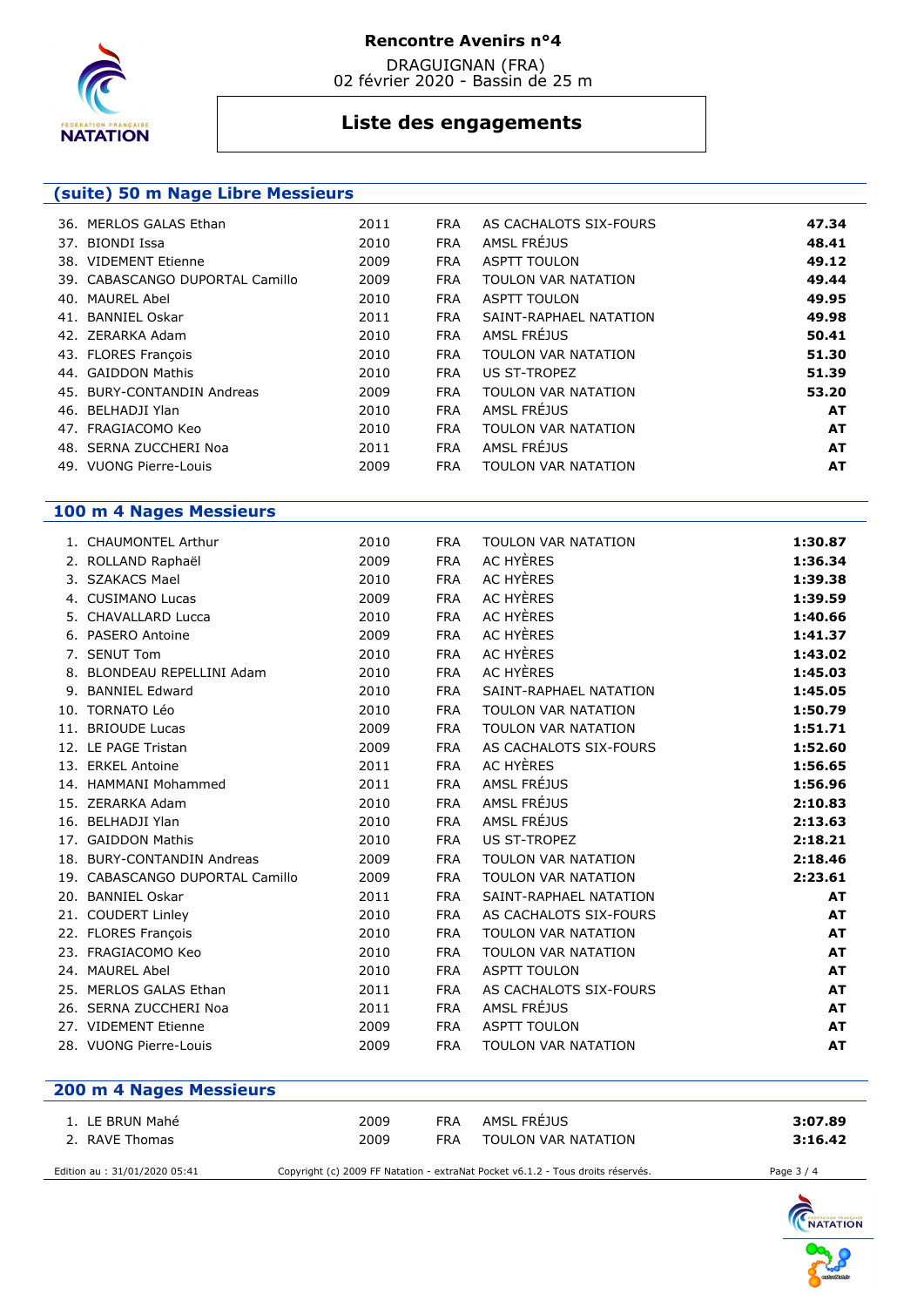**Rencontre Avenirs n°4**

DRAGUIGNAN (FRA)
02 février 2020 - Bassin de 25 m

# Liste des engagements

## (suite) 50 m Nage Libre Messieurs

| | Nom | Année | Nat. | Club | Temps |
|---|---|---|---|---|---|
| 36. | MERLOS GALAS Ethan | 2011 | FRA | AS CACHALOTS SIX-FOURS | **47.34** |
| 37. | BIONDI Issa | 2010 | FRA | AMSL FRÉJUS | **48.41** |
| 38. | VIDEMENT Etienne | 2009 | FRA | ASPTT TOULON | **49.12** |
| 39. | CABASCANGO DUPORTAL Camillo | 2009 | FRA | TOULON VAR NATATION | **49.44** |
| 40. | MAUREL Abel | 2010 | FRA | ASPTT TOULON | **49.95** |
| 41. | BANNIEL Oskar | 2011 | FRA | SAINT-RAPHAEL NATATION | **49.98** |
| 42. | ZERARKA Adam | 2010 | FRA | AMSL FRÉJUS | **50.41** |
| 43. | FLORES François | 2010 | FRA | TOULON VAR NATATION | **51.30** |
| 44. | GAIDDON Mathis | 2010 | FRA | US ST-TROPEZ | **51.39** |
| 45. | BURY-CONTANDIN Andreas | 2009 | FRA | TOULON VAR NATATION | **53.20** |
| 46. | BELHADJI Ylan | 2010 | FRA | AMSL FRÉJUS | **AT** |
| 47. | FRAGIACOMO Keo | 2010 | FRA | TOULON VAR NATATION | **AT** |
| 48. | SERNA ZUCCHERI Noa | 2011 | FRA | AMSL FRÉJUS | **AT** |
| 49. | VUONG Pierre-Louis | 2009 | FRA | TOULON VAR NATATION | **AT** |

## 100 m 4 Nages Messieurs

| | Nom | Année | Nat. | Club | Temps |
|---|---|---|---|---|---|
| 1. | CHAUMONTEL Arthur | 2010 | FRA | TOULON VAR NATATION | **1:30.87** |
| 2. | ROLLAND Raphaël | 2009 | FRA | AC HYÈRES | **1:36.34** |
| 3. | SZAKACS Mael | 2010 | FRA | AC HYÈRES | **1:39.38** |
| 4. | CUSIMANO Lucas | 2009 | FRA | AC HYÈRES | **1:39.59** |
| 5. | CHAVALLARD Lucca | 2010 | FRA | AC HYÈRES | **1:40.66** |
| 6. | PASERO Antoine | 2009 | FRA | AC HYÈRES | **1:41.37** |
| 7. | SENUT Tom | 2010 | FRA | AC HYÈRES | **1:43.02** |
| 8. | BLONDEAU REPELLINI Adam | 2010 | FRA | AC HYÈRES | **1:45.03** |
| 9. | BANNIEL Edward | 2010 | FRA | SAINT-RAPHAEL NATATION | **1:45.05** |
| 10. | TORNATO Léo | 2010 | FRA | TOULON VAR NATATION | **1:50.79** |
| 11. | BRIOUDE Lucas | 2009 | FRA | TOULON VAR NATATION | **1:51.71** |
| 12. | LE PAGE Tristan | 2009 | FRA | AS CACHALOTS SIX-FOURS | **1:52.60** |
| 13. | ERKEL Antoine | 2011 | FRA | AC HYÈRES | **1:56.65** |
| 14. | HAMMANI Mohammed | 2011 | FRA | AMSL FRÉJUS | **1:56.96** |
| 15. | ZERARKA Adam | 2010 | FRA | AMSL FRÉJUS | **2:10.83** |
| 16. | BELHADJI Ylan | 2010 | FRA | AMSL FRÉJUS | **2:13.63** |
| 17. | GAIDDON Mathis | 2010 | FRA | US ST-TROPEZ | **2:18.21** |
| 18. | BURY-CONTANDIN Andreas | 2009 | FRA | TOULON VAR NATATION | **2:18.46** |
| 19. | CABASCANGO DUPORTAL Camillo | 2009 | FRA | TOULON VAR NATATION | **2:23.61** |
| 20. | BANNIEL Oskar | 2011 | FRA | SAINT-RAPHAEL NATATION | **AT** |
| 21. | COUDERT Linley | 2010 | FRA | AS CACHALOTS SIX-FOURS | **AT** |
| 22. | FLORES François | 2010 | FRA | TOULON VAR NATATION | **AT** |
| 23. | FRAGIACOMO Keo | 2010 | FRA | TOULON VAR NATATION | **AT** |
| 24. | MAUREL Abel | 2010 | FRA | ASPTT TOULON | **AT** |
| 25. | MERLOS GALAS Ethan | 2011 | FRA | AS CACHALOTS SIX-FOURS | **AT** |
| 26. | SERNA ZUCCHERI Noa | 2011 | FRA | AMSL FRÉJUS | **AT** |
| 27. | VIDEMENT Etienne | 2009 | FRA | ASPTT TOULON | **AT** |
| 28. | VUONG Pierre-Louis | 2009 | FRA | TOULON VAR NATATION | **AT** |

## 200 m 4 Nages Messieurs

| | Nom | Année | Nat. | Club | Temps |
|---|---|---|---|---|---|
| 1. | LE BRUN Mahé | 2009 | FRA | AMSL FRÉJUS | **3:07.89** |
| 2. | RAVE Thomas | 2009 | FRA | TOULON VAR NATATION | **3:16.42** |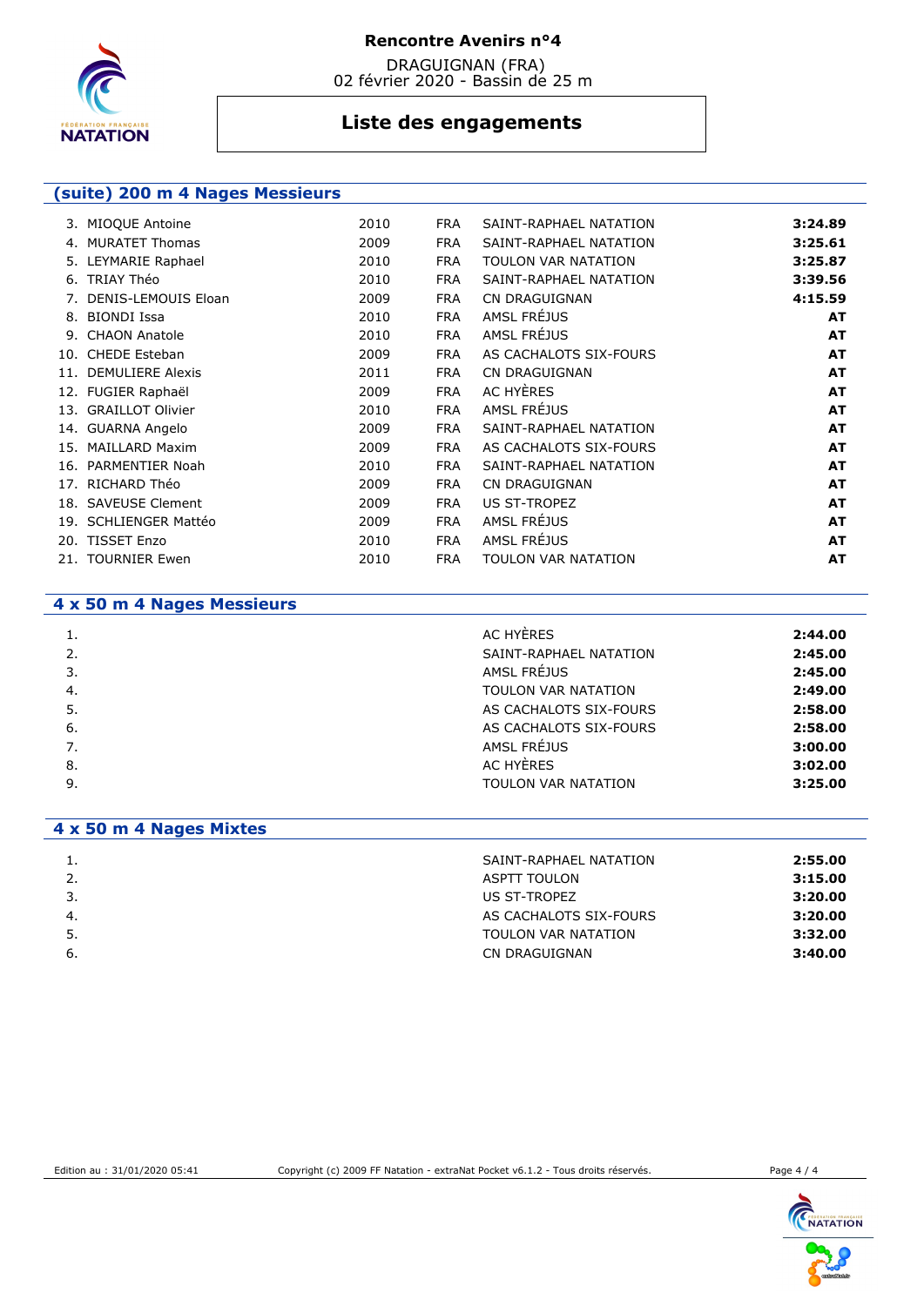# Rencontre Avenirs n°4

DRAGUIGNAN (FRA)
02 février 2020 - Bassin de 25 m

## Liste des engagements

### (suite) 200 m 4 Nages Messieurs

| | | | | | |
|---|---|---|---|---|---|
| 3. | MIOQUE Antoine | 2010 | FRA | SAINT-RAPHAEL NATATION | **3:24.89** |
| 4. | MURATET Thomas | 2009 | FRA | SAINT-RAPHAEL NATATION | **3:25.61** |
| 5. | LEYMARIE Raphael | 2010 | FRA | TOULON VAR NATATION | **3:25.87** |
| 6. | TRIAY Théo | 2010 | FRA | SAINT-RAPHAEL NATATION | **3:39.56** |
| 7. | DENIS-LEMOUIS Eloan | 2009 | FRA | CN DRAGUIGNAN | **4:15.59** |
| 8. | BIONDI Issa | 2010 | FRA | AMSL FRÉJUS | **AT** |
| 9. | CHAON Anatole | 2010 | FRA | AMSL FRÉJUS | **AT** |
| 10. | CHEDE Esteban | 2009 | FRA | AS CACHALOTS SIX-FOURS | **AT** |
| 11. | DEMULIERE Alexis | 2011 | FRA | CN DRAGUIGNAN | **AT** |
| 12. | FUGIER Raphaël | 2009 | FRA | AC HYÈRES | **AT** |
| 13. | GRAILLOT Olivier | 2010 | FRA | AMSL FRÉJUS | **AT** |
| 14. | GUARNA Angelo | 2009 | FRA | SAINT-RAPHAEL NATATION | **AT** |
| 15. | MAILLARD Maxim | 2009 | FRA | AS CACHALOTS SIX-FOURS | **AT** |
| 16. | PARMENTIER Noah | 2010 | FRA | SAINT-RAPHAEL NATATION | **AT** |
| 17. | RICHARD Théo | 2009 | FRA | CN DRAGUIGNAN | **AT** |
| 18. | SAVEUSE Clement | 2009 | FRA | US ST-TROPEZ | **AT** |
| 19. | SCHLIENGER Mattéo | 2009 | FRA | AMSL FRÉJUS | **AT** |
| 20. | TISSET Enzo | 2010 | FRA | AMSL FRÉJUS | **AT** |
| 21. | TOURNIER Ewen | 2010 | FRA | TOULON VAR NATATION | **AT** |

### 4 x 50 m 4 Nages Messieurs

| | | |
|---|---|---|
| 1. | AC HYÈRES | **2:44.00** |
| 2. | SAINT-RAPHAEL NATATION | **2:45.00** |
| 3. | AMSL FRÉJUS | **2:45.00** |
| 4. | TOULON VAR NATATION | **2:49.00** |
| 5. | AS CACHALOTS SIX-FOURS | **2:58.00** |
| 6. | AS CACHALOTS SIX-FOURS | **2:58.00** |
| 7. | AMSL FRÉJUS | **3:00.00** |
| 8. | AC HYÈRES | **3:02.00** |
| 9. | TOULON VAR NATATION | **3:25.00** |

### 4 x 50 m 4 Nages Mixtes

| | | |
|---|---|---|
| 1. | SAINT-RAPHAEL NATATION | **2:55.00** |
| 2. | ASPTT TOULON | **3:15.00** |
| 3. | US ST-TROPEZ | **3:20.00** |
| 4. | AS CACHALOTS SIX-FOURS | **3:20.00** |
| 5. | TOULON VAR NATATION | **3:32.00** |
| 6. | CN DRAGUIGNAN | **3:40.00** |

Edition au : 31/01/2020 05:41 — Copyright (c) 2009 FF Natation - extraNat Pocket v6.1.2 - Tous droits réservés.